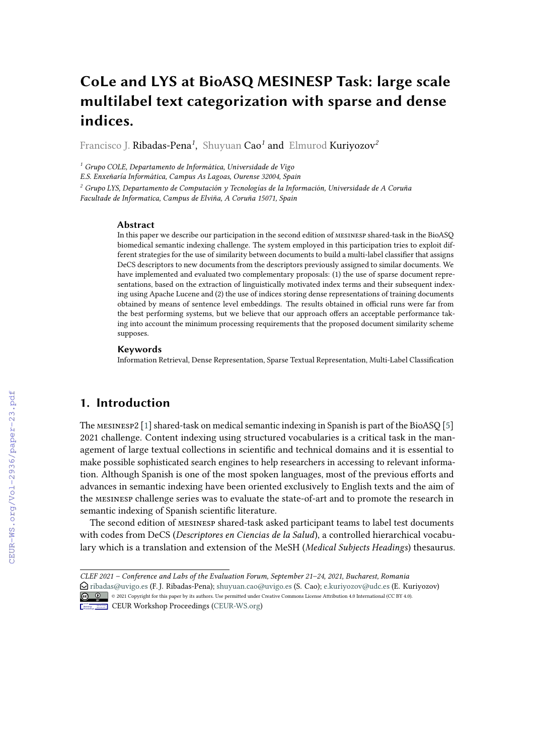# CoLe and LYS at BioASQ MESINESP Task: large scale multilabel text categorization with sparse and dense indices.

Francisco J. Ribadas-Pena[1], Shuyuan Cao[1] and Elmurod Kuriyozov[2]

[1] *Grupo COLE, Departamento de Informática, Universidade de Vigo*
*E.S. Enxeñaría Informática, Campus As Lagoas, Ourense 32004, Spain*

[2] *Grupo LYS, Departamento de Computación y Tecnologías de la Información, Universidade de A Coruña*
*Facultade de Informatica, Campus de Elviña, A Coruña 15071, Spain*

### Abstract

In this paper we describe our participation in the second edition of MESINESP shared-task in the BioASQ biomedical semantic indexing challenge. The system employed in this participation tries to exploit different strategies for the use of similarity between documents to build a multi-label classifier that assigns DeCS descriptors to new documents from the descriptors previously assigned to similar documents. We have implemented and evaluated two complementary proposals: (1) the use of sparse document representations, based on the extraction of linguistically motivated index terms and their subsequent indexing using Apache Lucene and (2) the use of indices storing dense representations of training documents obtained by means of sentence level embeddings. The results obtained in official runs were far from the best performing systems, but we believe that our approach offers an acceptable performance taking into account the minimum processing requirements that the proposed document similarity scheme supposes.

### Keywords

Information Retrieval, Dense Representation, Sparse Textual Representation, Multi-Label Classification

## 1. Introduction

The MESINESP2 [1] shared-task on medical semantic indexing in Spanish is part of the BioASQ [5] 2021 challenge. Content indexing using structured vocabularies is a critical task in the management of large textual collections in scientific and technical domains and it is essential to make possible sophisticated search engines to help researchers in accessing to relevant information. Although Spanish is one of the most spoken languages, most of the previous efforts and advances in semantic indexing have been oriented exclusively to English texts and the aim of the MESINESP challenge series was to evaluate the state-of-art and to promote the research in semantic indexing of Spanish scientific literature.

The second edition of MESINESP shared-task asked participant teams to label test documents with codes from DeCS (*Descriptores en Ciencias de la Salud*), a controlled hierarchical vocabulary which is a translation and extension of the MeSH (*Medical Subjects Headings*) thesaurus.

---

*CLEF 2021 – Conference and Labs of the Evaluation Forum, September 21–24, 2021, Bucharest, Romania*
ribadas@uvigo.es (F. J. Ribadas-Pena); shuyuan.cao@uvigo.es (S. Cao); e.kuriyozov@udc.es (E. Kuriyozov)
© 2021 Copyright for this paper by its authors. Use permitted under Creative Commons License Attribution 4.0 International (CC BY 4.0).
CEUR Workshop Proceedings (CEUR-WS.org)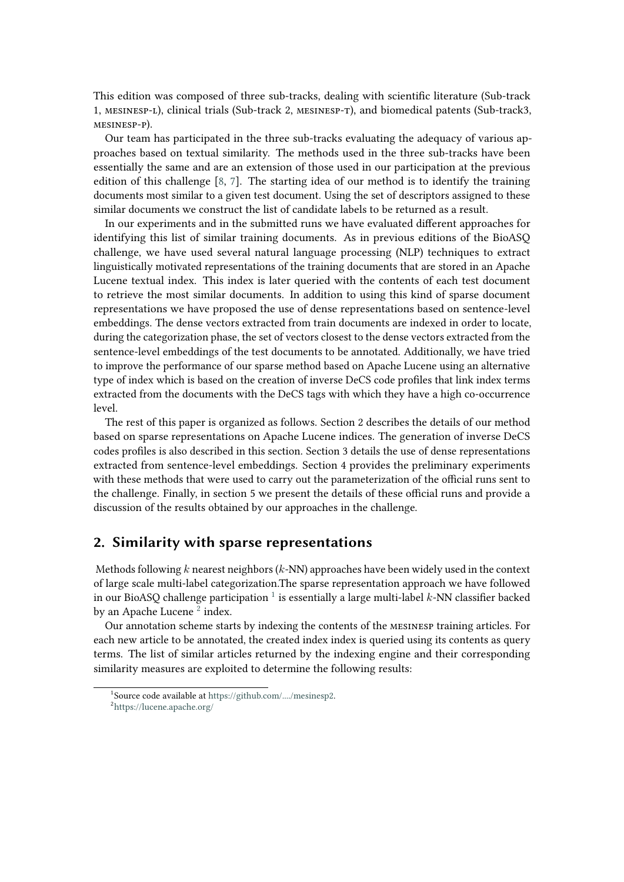This edition was composed of three sub-tracks, dealing with scientific literature (Sub-track 1, MESINESP-L), clinical trials (Sub-track 2, MESINESP-T), and biomedical patents (Sub-track3, MESINESP-P).

Our team has participated in the three sub-tracks evaluating the adequacy of various approaches based on textual similarity. The methods used in the three sub-tracks have been essentially the same and are an extension of those used in our participation at the previous edition of this challenge [8, 7]. The starting idea of our method is to identify the training documents most similar to a given test document. Using the set of descriptors assigned to these similar documents we construct the list of candidate labels to be returned as a result.

In our experiments and in the submitted runs we have evaluated different approaches for identifying this list of similar training documents. As in previous editions of the BioASQ challenge, we have used several natural language processing (NLP) techniques to extract linguistically motivated representations of the training documents that are stored in an Apache Lucene textual index. This index is later queried with the contents of each test document to retrieve the most similar documents. In addition to using this kind of sparse document representations we have proposed the use of dense representations based on sentence-level embeddings. The dense vectors extracted from train documents are indexed in order to locate, during the categorization phase, the set of vectors closest to the dense vectors extracted from the sentence-level embeddings of the test documents to be annotated. Additionally, we have tried to improve the performance of our sparse method based on Apache Lucene using an alternative type of index which is based on the creation of inverse DeCS code profiles that link index terms extracted from the documents with the DeCS tags with which they have a high co-occurrence level.

The rest of this paper is organized as follows. Section 2 describes the details of our method based on sparse representations on Apache Lucene indices. The generation of inverse DeCS codes profiles is also described in this section. Section 3 details the use of dense representations extracted from sentence-level embeddings. Section 4 provides the preliminary experiments with these methods that were used to carry out the parameterization of the official runs sent to the challenge. Finally, in section 5 we present the details of these official runs and provide a discussion of the results obtained by our approaches in the challenge.

## 2. Similarity with sparse representations

Methods following $k$ nearest neighbors ($k$-NN) approaches have been widely used in the context of large scale multi-label categorization.The sparse representation approach we have followed in our BioASQ challenge participation [1] is essentially a large multi-label $k$-NN classifier backed by an Apache Lucene [2] index.

Our annotation scheme starts by indexing the contents of the MESINESP training articles. For each new article to be annotated, the created index index is queried using its contents as query terms. The list of similar articles returned by the indexing engine and their corresponding similarity measures are exploited to determine the following results:

[1] Source code available at https://github.com/..../mesinesp2.

[2] https://lucene.apache.org/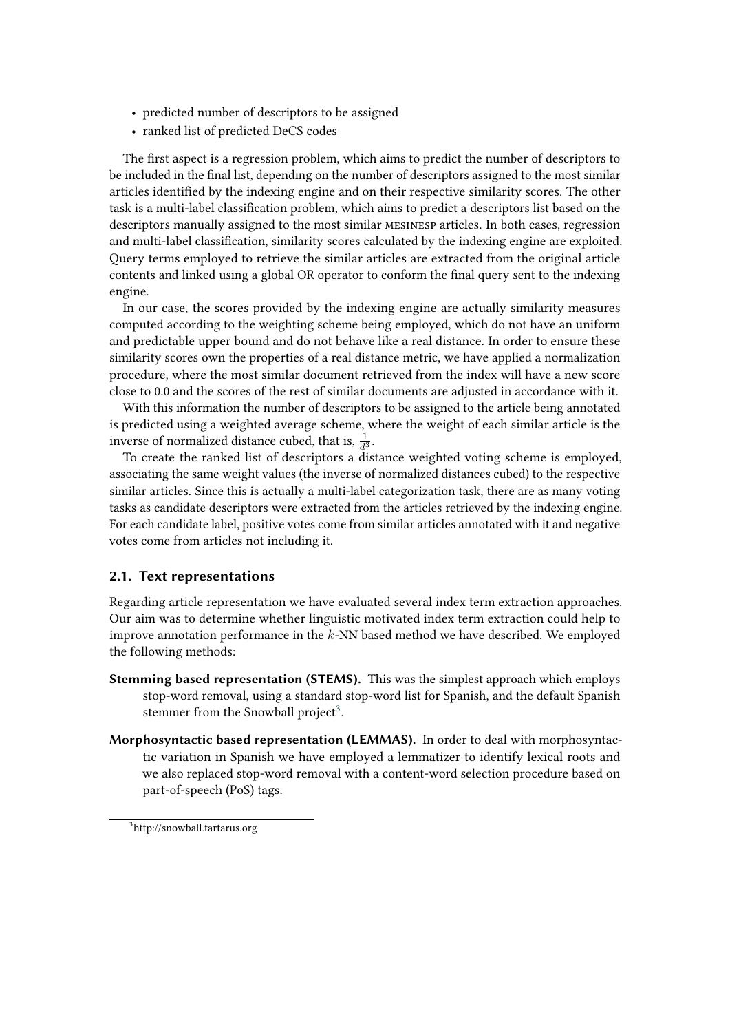- predicted number of descriptors to be assigned
- ranked list of predicted DeCS codes

The first aspect is a regression problem, which aims to predict the number of descriptors to be included in the final list, depending on the number of descriptors assigned to the most similar articles identified by the indexing engine and on their respective similarity scores. The other task is a multi-label classification problem, which aims to predict a descriptors list based on the descriptors manually assigned to the most similar MESINESP articles. In both cases, regression and multi-label classification, similarity scores calculated by the indexing engine are exploited. Query terms employed to retrieve the similar articles are extracted from the original article contents and linked using a global OR operator to conform the final query sent to the indexing engine.

In our case, the scores provided by the indexing engine are actually similarity measures computed according to the weighting scheme being employed, which do not have an uniform and predictable upper bound and do not behave like a real distance. In order to ensure these similarity scores own the properties of a real distance metric, we have applied a normalization procedure, where the most similar document retrieved from the index will have a new score close to 0.0 and the scores of the rest of similar documents are adjusted in accordance with it.

With this information the number of descriptors to be assigned to the article being annotated is predicted using a weighted average scheme, where the weight of each similar article is the inverse of normalized distance cubed, that is, $\frac{1}{d^3}$.

To create the ranked list of descriptors a distance weighted voting scheme is employed, associating the same weight values (the inverse of normalized distances cubed) to the respective similar articles. Since this is actually a multi-label categorization task, there are as many voting tasks as candidate descriptors were extracted from the articles retrieved by the indexing engine. For each candidate label, positive votes come from similar articles annotated with it and negative votes come from articles not including it.

### 2.1. Text representations

Regarding article representation we have evaluated several index term extraction approaches. Our aim was to determine whether linguistic motivated index term extraction could help to improve annotation performance in the $k$-NN based method we have described. We employed the following methods:

**Stemming based representation (STEMS).** This was the simplest approach which employs stop-word removal, using a standard stop-word list for Spanish, and the default Spanish stemmer from the Snowball project[3].

**Morphosyntactic based representation (LEMMAS).** In order to deal with morphosyntactic variation in Spanish we have employed a lemmatizer to identify lexical roots and we also replaced stop-word removal with a content-word selection procedure based on part-of-speech (PoS) tags.

[3]http://snowball.tartarus.org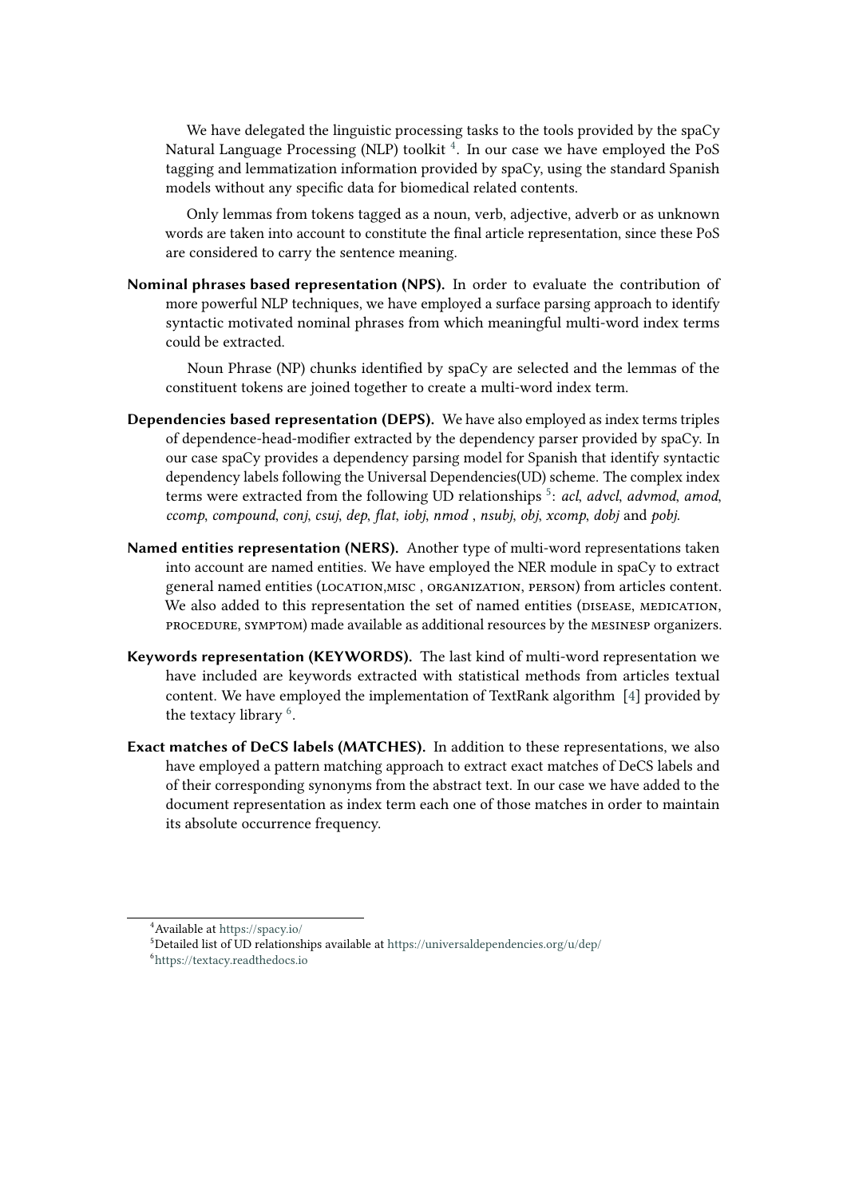We have delegated the linguistic processing tasks to the tools provided by the spaCy Natural Language Processing (NLP) toolkit [4]. In our case we have employed the PoS tagging and lemmatization information provided by spaCy, using the standard Spanish models without any specific data for biomedical related contents.

Only lemmas from tokens tagged as a noun, verb, adjective, adverb or as unknown words are taken into account to constitute the final article representation, since these PoS are considered to carry the sentence meaning.

**Nominal phrases based representation (NPS).** In order to evaluate the contribution of more powerful NLP techniques, we have employed a surface parsing approach to identify syntactic motivated nominal phrases from which meaningful multi-word index terms could be extracted.

Noun Phrase (NP) chunks identified by spaCy are selected and the lemmas of the constituent tokens are joined together to create a multi-word index term.

**Dependencies based representation (DEPS).** We have also employed as index terms triples of dependence-head-modifier extracted by the dependency parser provided by spaCy. In our case spaCy provides a dependency parsing model for Spanish that identify syntactic dependency labels following the Universal Dependencies(UD) scheme. The complex index terms were extracted from the following UD relationships [5]: *acl*, *advcl*, *advmod*, *amod*, *ccomp*, *compound*, *conj*, *csuj*, *dep*, *flat*, *iobj*, *nmod* , *nsubj*, *obj*, *xcomp*, *dobj* and *pobj*.

**Named entities representation (NERS).** Another type of multi-word representations taken into account are named entities. We have employed the NER module in spaCy to extract general named entities (LOCATION,MISC , ORGANIZATION, PERSON) from articles content. We also added to this representation the set of named entities (DISEASE, MEDICATION, PROCEDURE, SYMPTOM) made available as additional resources by the MESINESP organizers.

**Keywords representation (KEYWORDS).** The last kind of multi-word representation we have included are keywords extracted with statistical methods from articles textual content. We have employed the implementation of TextRank algorithm [4] provided by the textacy library [6].

**Exact matches of DeCS labels (MATCHES).** In addition to these representations, we also have employed a pattern matching approach to extract exact matches of DeCS labels and of their corresponding synonyms from the abstract text. In our case we have added to the document representation as index term each one of those matches in order to maintain its absolute occurrence frequency.

---

[4] Available at https://spacy.io/

[5] Detailed list of UD relationships available at https://universaldependencies.org/u/dep/

[6] https://textacy.readthedocs.io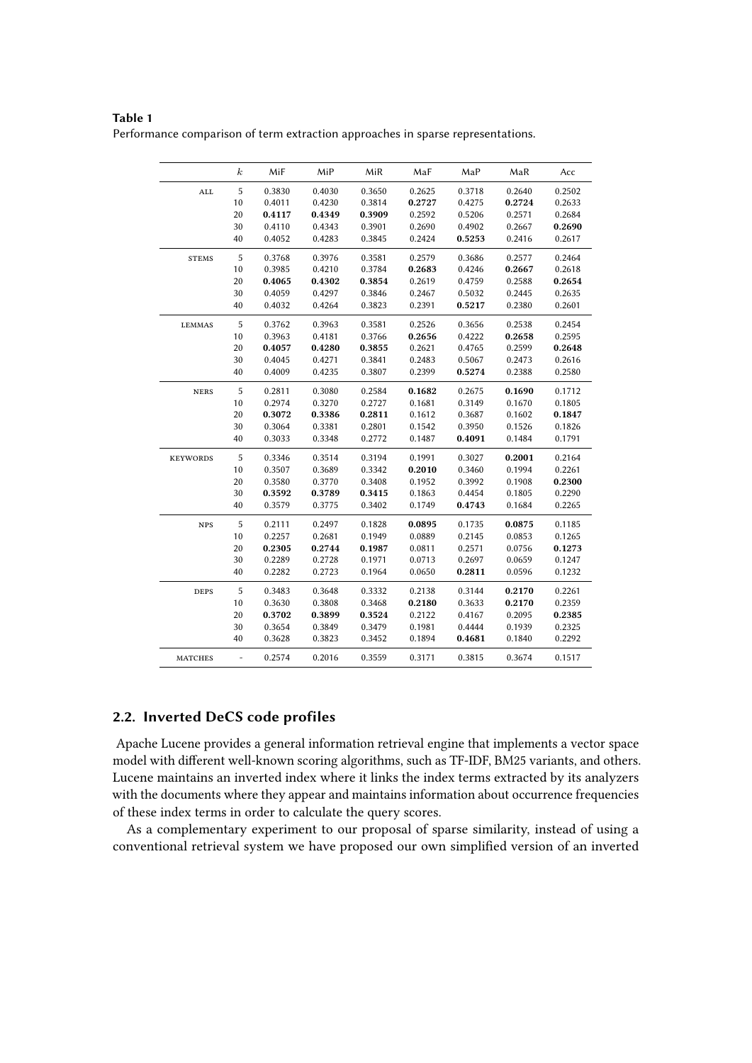**Table 1**
Performance comparison of term extraction approaches in sparse representations.

| | $k$ | MiF | MiP | MiR | MaF | MaP | MaR | Acc |
|---|---|---|---|---|---|---|---|---|
| ALL | 5 | 0.3830 | 0.4030 | 0.3650 | 0.2625 | 0.3718 | 0.2640 | 0.2502 |
| | 10 | 0.4011 | 0.4230 | 0.3814 | **0.2727** | 0.4275 | **0.2724** | 0.2633 |
| | 20 | **0.4117** | **0.4349** | **0.3909** | 0.2592 | 0.5206 | 0.2571 | 0.2684 |
| | 30 | 0.4110 | 0.4343 | 0.3901 | 0.2690 | 0.4902 | 0.2667 | **0.2690** |
| | 40 | 0.4052 | 0.4283 | 0.3845 | 0.2424 | **0.5253** | 0.2416 | 0.2617 |
| STEMS | 5 | 0.3768 | 0.3976 | 0.3581 | 0.2579 | 0.3686 | 0.2577 | 0.2464 |
| | 10 | 0.3985 | 0.4210 | 0.3784 | **0.2683** | 0.4246 | **0.2667** | 0.2618 |
| | 20 | **0.4065** | **0.4302** | **0.3854** | 0.2619 | 0.4759 | 0.2588 | **0.2654** |
| | 30 | 0.4059 | 0.4297 | 0.3846 | 0.2467 | 0.5032 | 0.2445 | 0.2635 |
| | 40 | 0.4032 | 0.4264 | 0.3823 | 0.2391 | **0.5217** | 0.2380 | 0.2601 |
| LEMMAS | 5 | 0.3762 | 0.3963 | 0.3581 | 0.2526 | 0.3656 | 0.2538 | 0.2454 |
| | 10 | 0.3963 | 0.4181 | 0.3766 | **0.2656** | 0.4222 | **0.2658** | 0.2595 |
| | 20 | **0.4057** | **0.4280** | **0.3855** | 0.2621 | 0.4765 | 0.2599 | **0.2648** |
| | 30 | 0.4045 | 0.4271 | 0.3841 | 0.2483 | 0.5067 | 0.2473 | 0.2616 |
| | 40 | 0.4009 | 0.4235 | 0.3807 | 0.2399 | **0.5274** | 0.2388 | 0.2580 |
| NERS | 5 | 0.2811 | 0.3080 | 0.2584 | **0.1682** | 0.2675 | **0.1690** | 0.1712 |
| | 10 | 0.2974 | 0.3270 | 0.2727 | 0.1681 | 0.3149 | 0.1670 | 0.1805 |
| | 20 | **0.3072** | **0.3386** | **0.2811** | 0.1612 | 0.3687 | 0.1602 | **0.1847** |
| | 30 | 0.3064 | 0.3381 | 0.2801 | 0.1542 | 0.3950 | 0.1526 | 0.1826 |
| | 40 | 0.3033 | 0.3348 | 0.2772 | 0.1487 | **0.4091** | 0.1484 | 0.1791 |
| KEYWORDS | 5 | 0.3346 | 0.3514 | 0.3194 | 0.1991 | 0.3027 | **0.2001** | 0.2164 |
| | 10 | 0.3507 | 0.3689 | 0.3342 | **0.2010** | 0.3460 | 0.1994 | 0.2261 |
| | 20 | 0.3580 | 0.3770 | 0.3408 | 0.1952 | 0.3992 | 0.1908 | **0.2300** |
| | 30 | **0.3592** | **0.3789** | **0.3415** | 0.1863 | 0.4454 | 0.1805 | 0.2290 |
| | 40 | 0.3579 | 0.3775 | 0.3402 | 0.1749 | **0.4743** | 0.1684 | 0.2265 |
| NPS | 5 | 0.2111 | 0.2497 | 0.1828 | **0.0895** | 0.1735 | **0.0875** | 0.1185 |
| | 10 | 0.2257 | 0.2681 | 0.1949 | 0.0889 | 0.2145 | 0.0853 | 0.1265 |
| | 20 | **0.2305** | **0.2744** | **0.1987** | 0.0811 | 0.2571 | 0.0756 | **0.1273** |
| | 30 | 0.2289 | 0.2728 | 0.1971 | 0.0713 | 0.2697 | 0.0659 | 0.1247 |
| | 40 | 0.2282 | 0.2723 | 0.1964 | 0.0650 | **0.2811** | 0.0596 | 0.1232 |
| DEPS | 5 | 0.3483 | 0.3648 | 0.3332 | 0.2138 | 0.3144 | **0.2170** | 0.2261 |
| | 10 | 0.3630 | 0.3808 | 0.3468 | **0.2180** | 0.3633 | **0.2170** | 0.2359 |
| | 20 | **0.3702** | **0.3899** | **0.3524** | 0.2122 | 0.4167 | 0.2095 | **0.2385** |
| | 30 | 0.3654 | 0.3849 | 0.3479 | 0.1981 | 0.4444 | 0.1939 | 0.2325 |
| | 40 | 0.3628 | 0.3823 | 0.3452 | 0.1894 | **0.4681** | 0.1840 | 0.2292 |
| MATCHES | - | 0.2574 | 0.2016 | 0.3559 | 0.3171 | 0.3815 | 0.3674 | 0.1517 |

## 2.2. Inverted DeCS code profiles

Apache Lucene provides a general information retrieval engine that implements a vector space model with different well-known scoring algorithms, such as TF-IDF, BM25 variants, and others. Lucene maintains an inverted index where it links the index terms extracted by its analyzers with the documents where they appear and maintains information about occurrence frequencies of these index terms in order to calculate the query scores.

As a complementary experiment to our proposal of sparse similarity, instead of using a conventional retrieval system we have proposed our own simplified version of an inverted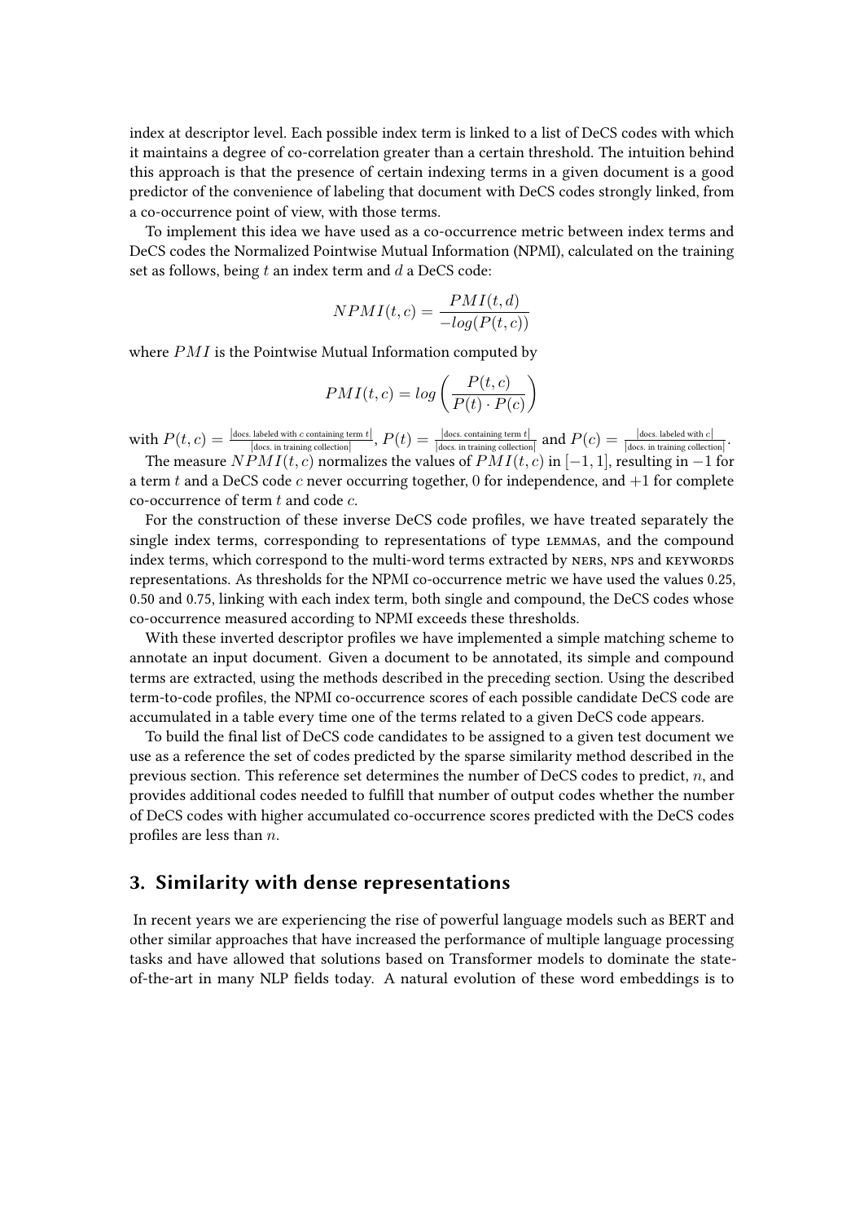index at descriptor level. Each possible index term is linked to a list of DeCS codes with which it maintains a degree of co-correlation greater than a certain threshold. The intuition behind this approach is that the presence of certain indexing terms in a given document is a good predictor of the convenience of labeling that document with DeCS codes strongly linked, from a co-occurrence point of view, with those terms.

To implement this idea we have used as a co-occurrence metric between index terms and DeCS codes the Normalized Pointwise Mutual Information (NPMI), calculated on the training set as follows, being $t$ an index term and $d$ a DeCS code:

$$NPMI(t, c) = \frac{PMI(t, d)}{-log(P(t, c))}$$

where $PMI$ is the Pointwise Mutual Information computed by

$$PMI(t, c) = log\left(\frac{P(t, c)}{P(t) \cdot P(c)}\right)$$

with $P(t, c) = \frac{|\text{docs. labeled with } c \text{ containing term } t|}{|\text{docs. in training collection}|}$, $P(t) = \frac{|\text{docs. containing term } t|}{|\text{docs. in training collection}|}$ and $P(c) = \frac{|\text{docs. labeled with } c|}{|\text{docs. in training collection}|}$.

The measure $NPMI(t, c)$ normalizes the values of $PMI(t, c)$ in $[-1, 1]$, resulting in $-1$ for a term $t$ and a DeCS code $c$ never occurring together, 0 for independence, and $+1$ for complete co-occurrence of term $t$ and code $c$.

For the construction of these inverse DeCS code profiles, we have treated separately the single index terms, corresponding to representations of type LEMMAS, and the compound index terms, which correspond to the multi-word terms extracted by NERS, NPS and KEYWORDS representations. As thresholds for the NPMI co-occurrence metric we have used the values 0.25, 0.50 and 0.75, linking with each index term, both single and compound, the DeCS codes whose co-occurrence measured according to NPMI exceeds these thresholds.

With these inverted descriptor profiles we have implemented a simple matching scheme to annotate an input document. Given a document to be annotated, its simple and compound terms are extracted, using the methods described in the preceding section. Using the described term-to-code profiles, the NPMI co-occurrence scores of each possible candidate DeCS code are accumulated in a table every time one of the terms related to a given DeCS code appears.

To build the final list of DeCS code candidates to be assigned to a given test document we use as a reference the set of codes predicted by the sparse similarity method described in the previous section. This reference set determines the number of DeCS codes to predict, $n$, and provides additional codes needed to fulfill that number of output codes whether the number of DeCS codes with higher accumulated co-occurrence scores predicted with the DeCS codes profiles are less than $n$.

## 3. Similarity with dense representations

In recent years we are experiencing the rise of powerful language models such as BERT and other similar approaches that have increased the performance of multiple language processing tasks and have allowed that solutions based on Transformer models to dominate the state-of-the-art in many NLP fields today. A natural evolution of these word embeddings is to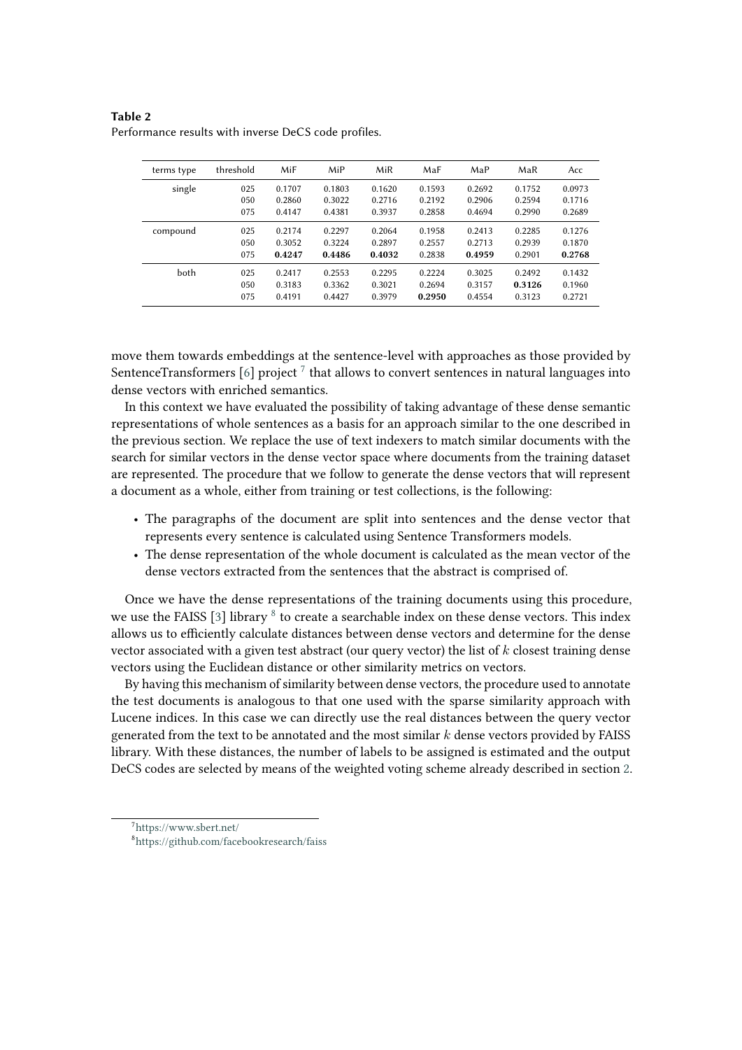**Table 2**
Performance results with inverse DeCS code profiles.

| terms type | threshold | MiF | MiP | MiR | MaF | MaP | MaR | Acc |
|---|---|---|---|---|---|---|---|---|
| single | 025 | 0.1707 | 0.1803 | 0.1620 | 0.1593 | 0.2692 | 0.1752 | 0.0973 |
| | 050 | 0.2860 | 0.3022 | 0.2716 | 0.2192 | 0.2906 | 0.2594 | 0.1716 |
| | 075 | 0.4147 | 0.4381 | 0.3937 | 0.2858 | 0.4694 | 0.2990 | 0.2689 |
| compound | 025 | 0.2174 | 0.2297 | 0.2064 | 0.1958 | 0.2413 | 0.2285 | 0.1276 |
| | 050 | 0.3052 | 0.3224 | 0.2897 | 0.2557 | 0.2713 | 0.2939 | 0.1870 |
| | 075 | **0.4247** | **0.4486** | **0.4032** | 0.2838 | **0.4959** | 0.2901 | **0.2768** |
| both | 025 | 0.2417 | 0.2553 | 0.2295 | 0.2224 | 0.3025 | 0.2492 | 0.1432 |
| | 050 | 0.3183 | 0.3362 | 0.3021 | 0.2694 | 0.3157 | **0.3126** | 0.1960 |
| | 075 | 0.4191 | 0.4427 | 0.3979 | **0.2950** | 0.4554 | 0.3123 | 0.2721 |

move them towards embeddings at the sentence-level with approaches as those provided by SentenceTransformers [6] project [7] that allows to convert sentences in natural languages into dense vectors with enriched semantics.

In this context we have evaluated the possibility of taking advantage of these dense semantic representations of whole sentences as a basis for an approach similar to the one described in the previous section. We replace the use of text indexers to match similar documents with the search for similar vectors in the dense vector space where documents from the training dataset are represented. The procedure that we follow to generate the dense vectors that will represent a document as a whole, either from training or test collections, is the following:

- The paragraphs of the document are split into sentences and the dense vector that represents every sentence is calculated using Sentence Transformers models.
- The dense representation of the whole document is calculated as the mean vector of the dense vectors extracted from the sentences that the abstract is comprised of.

Once we have the dense representations of the training documents using this procedure, we use the FAISS [3] library [8] to create a searchable index on these dense vectors. This index allows us to efficiently calculate distances between dense vectors and determine for the dense vector associated with a given test abstract (our query vector) the list of $k$ closest training dense vectors using the Euclidean distance or other similarity metrics on vectors.

By having this mechanism of similarity between dense vectors, the procedure used to annotate the test documents is analogous to that one used with the sparse similarity approach with Lucene indices. In this case we can directly use the real distances between the query vector generated from the text to be annotated and the most similar $k$ dense vectors provided by FAISS library. With these distances, the number of labels to be assigned is estimated and the output DeCS codes are selected by means of the weighted voting scheme already described in section 2.

[7] https://www.sbert.net/

[8] https://github.com/facebookresearch/faiss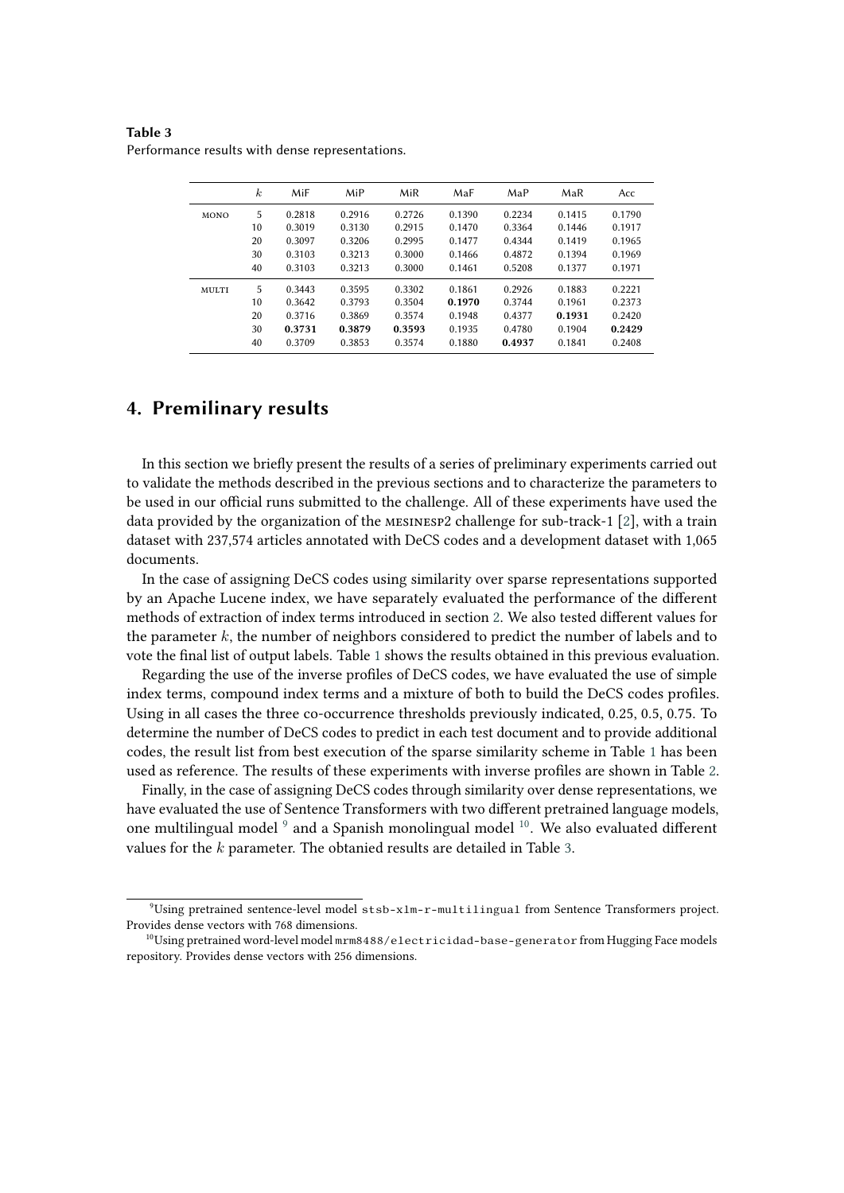**Table 3**
Performance results with dense representations.

| | $k$ | MiF | MiP | MiR | MaF | MaP | MaR | Acc |
|---|---|---|---|---|---|---|---|---|
| MONO | 5 | 0.2818 | 0.2916 | 0.2726 | 0.1390 | 0.2234 | 0.1415 | 0.1790 |
| | 10 | 0.3019 | 0.3130 | 0.2915 | 0.1470 | 0.3364 | 0.1446 | 0.1917 |
| | 20 | 0.3097 | 0.3206 | 0.2995 | 0.1477 | 0.4344 | 0.1419 | 0.1965 |
| | 30 | 0.3103 | 0.3213 | 0.3000 | 0.1466 | 0.4872 | 0.1394 | 0.1969 |
| | 40 | 0.3103 | 0.3213 | 0.3000 | 0.1461 | 0.5208 | 0.1377 | 0.1971 |
| MULTI | 5 | 0.3443 | 0.3595 | 0.3302 | 0.1861 | 0.2926 | 0.1883 | 0.2221 |
| | 10 | 0.3642 | 0.3793 | 0.3504 | **0.1970** | 0.3744 | 0.1961 | 0.2373 |
| | 20 | 0.3716 | 0.3869 | 0.3574 | 0.1948 | 0.4377 | **0.1931** | 0.2420 |
| | 30 | **0.3731** | **0.3879** | **0.3593** | 0.1935 | 0.4780 | 0.1904 | **0.2429** |
| | 40 | 0.3709 | 0.3853 | 0.3574 | 0.1880 | **0.4937** | 0.1841 | 0.2408 |

## 4. Premilinary results

In this section we briefly present the results of a series of preliminary experiments carried out to validate the methods described in the previous sections and to characterize the parameters to be used in our official runs submitted to the challenge. All of these experiments have used the data provided by the organization of the MESINESP2 challenge for sub-track-1 [2], with a train dataset with 237,574 articles annotated with DeCS codes and a development dataset with 1,065 documents.

In the case of assigning DeCS codes using similarity over sparse representations supported by an Apache Lucene index, we have separately evaluated the performance of the different methods of extraction of index terms introduced in section 2. We also tested different values for the parameter $k$, the number of neighbors considered to predict the number of labels and to vote the final list of output labels. Table 1 shows the results obtained in this previous evaluation.

Regarding the use of the inverse profiles of DeCS codes, we have evaluated the use of simple index terms, compound index terms and a mixture of both to build the DeCS codes profiles. Using in all cases the three co-occurrence thresholds previously indicated, 0.25, 0.5, 0.75. To determine the number of DeCS codes to predict in each test document and to provide additional codes, the result list from best execution of the sparse similarity scheme in Table 1 has been used as reference. The results of these experiments with inverse profiles are shown in Table 2.

Finally, in the case of assigning DeCS codes through similarity over dense representations, we have evaluated the use of Sentence Transformers with two different pretrained language models, one multilingual model [9] and a Spanish monolingual model [10]. We also evaluated different values for the $k$ parameter. The obtanied results are detailed in Table 3.

---

[9] Using pretrained sentence-level model `stsb-xlm-r-multilingual` from Sentence Transformers project. Provides dense vectors with 768 dimensions.

[10] Using pretrained word-level model `mrm8488/electricidad-base-generator` from Hugging Face models repository. Provides dense vectors with 256 dimensions.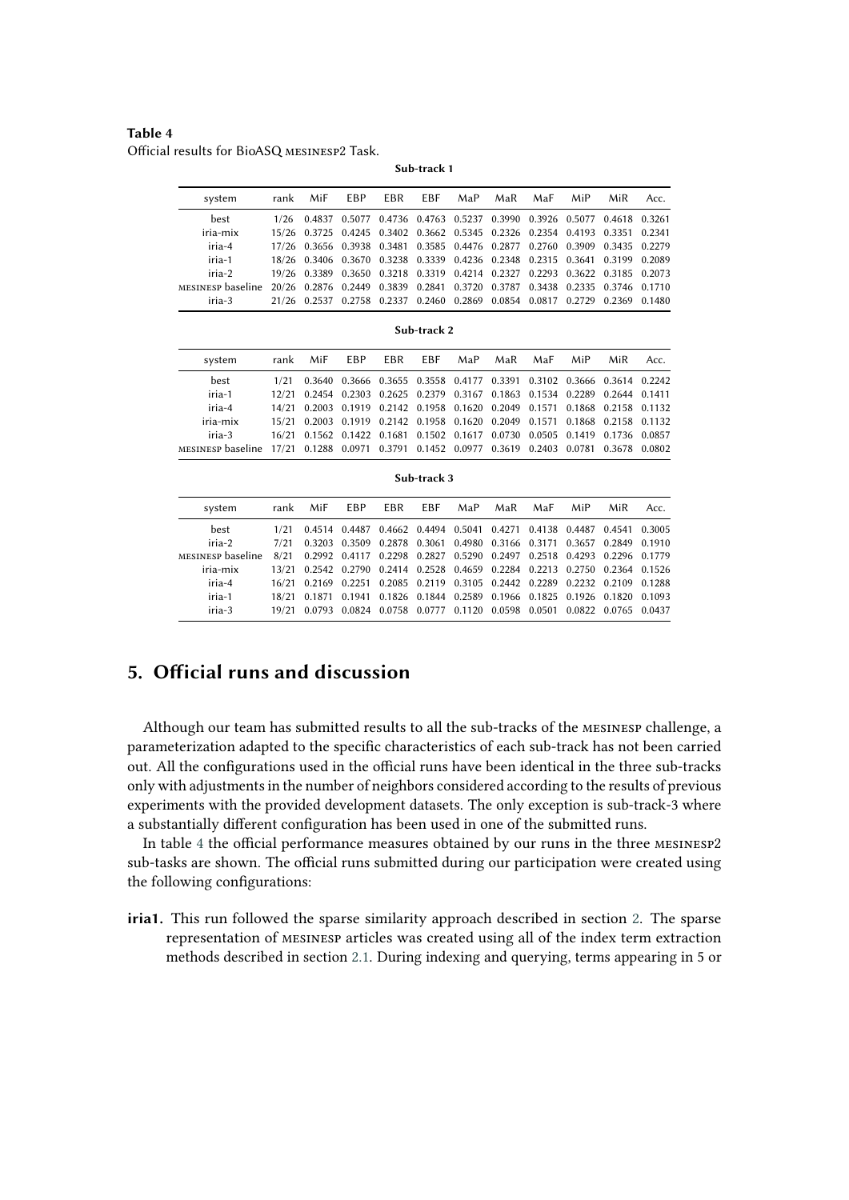**Table 4**
Official results for BioASQ MESINESP2 Task.

**Sub-track 1**

| system | rank | MiF | EBP | EBR | EBF | MaP | MaR | MaF | MiP | MiR | Acc. |
|---|---|---|---|---|---|---|---|---|---|---|---|
| best | 1/26 | 0.4837 | 0.5077 | 0.4736 | 0.4763 | 0.5237 | 0.3990 | 0.3926 | 0.5077 | 0.4618 | 0.3261 |
| iria-mix | 15/26 | 0.3725 | 0.4245 | 0.3402 | 0.3662 | 0.5345 | 0.2326 | 0.2354 | 0.4193 | 0.3351 | 0.2341 |
| iria-4 | 17/26 | 0.3656 | 0.3938 | 0.3481 | 0.3585 | 0.4476 | 0.2877 | 0.2760 | 0.3909 | 0.3435 | 0.2279 |
| iria-1 | 18/26 | 0.3406 | 0.3670 | 0.3238 | 0.3339 | 0.4236 | 0.2348 | 0.2315 | 0.3641 | 0.3199 | 0.2089 |
| iria-2 | 19/26 | 0.3389 | 0.3650 | 0.3218 | 0.3319 | 0.4214 | 0.2327 | 0.2293 | 0.3622 | 0.3185 | 0.2073 |
| MESINESP baseline | 20/26 | 0.2876 | 0.2449 | 0.3839 | 0.2841 | 0.3720 | 0.3787 | 0.3438 | 0.2335 | 0.3746 | 0.1710 |
| iria-3 | 21/26 | 0.2537 | 0.2758 | 0.2337 | 0.2460 | 0.2869 | 0.0854 | 0.0817 | 0.2729 | 0.2369 | 0.1480 |

**Sub-track 2**

| system | rank | MiF | EBP | EBR | EBF | MaP | MaR | MaF | MiP | MiR | Acc. |
|---|---|---|---|---|---|---|---|---|---|---|---|
| best | 1/21 | 0.3640 | 0.3666 | 0.3655 | 0.3558 | 0.4177 | 0.3391 | 0.3102 | 0.3666 | 0.3614 | 0.2242 |
| iria-1 | 12/21 | 0.2454 | 0.2303 | 0.2625 | 0.2379 | 0.3167 | 0.1863 | 0.1534 | 0.2289 | 0.2644 | 0.1411 |
| iria-4 | 14/21 | 0.2003 | 0.1919 | 0.2142 | 0.1958 | 0.1620 | 0.2049 | 0.1571 | 0.1868 | 0.2158 | 0.1132 |
| iria-mix | 15/21 | 0.2003 | 0.1919 | 0.2142 | 0.1958 | 0.1620 | 0.2049 | 0.1571 | 0.1868 | 0.2158 | 0.1132 |
| iria-3 | 16/21 | 0.1562 | 0.1422 | 0.1681 | 0.1502 | 0.1617 | 0.0730 | 0.0505 | 0.1419 | 0.1736 | 0.0857 |
| MESINESP baseline | 17/21 | 0.1288 | 0.0971 | 0.3791 | 0.1452 | 0.0977 | 0.3619 | 0.2403 | 0.0781 | 0.3678 | 0.0802 |

**Sub-track 3**

| system | rank | MiF | EBP | EBR | EBF | MaP | MaR | MaF | MiP | MiR | Acc. |
|---|---|---|---|---|---|---|---|---|---|---|---|
| best | 1/21 | 0.4514 | 0.4487 | 0.4662 | 0.4494 | 0.5041 | 0.4271 | 0.4138 | 0.4487 | 0.4541 | 0.3005 |
| iria-2 | 7/21 | 0.3203 | 0.3509 | 0.2878 | 0.3061 | 0.4980 | 0.3166 | 0.3171 | 0.3657 | 0.2849 | 0.1910 |
| MESINESP baseline | 8/21 | 0.2992 | 0.4117 | 0.2298 | 0.2827 | 0.5290 | 0.2497 | 0.2518 | 0.4293 | 0.2296 | 0.1779 |
| iria-mix | 13/21 | 0.2542 | 0.2790 | 0.2414 | 0.2528 | 0.4659 | 0.2284 | 0.2213 | 0.2750 | 0.2364 | 0.1526 |
| iria-4 | 16/21 | 0.2169 | 0.2251 | 0.2085 | 0.2119 | 0.3105 | 0.2442 | 0.2289 | 0.2232 | 0.2109 | 0.1288 |
| iria-1 | 18/21 | 0.1871 | 0.1941 | 0.1826 | 0.1844 | 0.2589 | 0.1966 | 0.1825 | 0.1926 | 0.1820 | 0.1093 |
| iria-3 | 19/21 | 0.0793 | 0.0824 | 0.0758 | 0.0777 | 0.1120 | 0.0598 | 0.0501 | 0.0822 | 0.0765 | 0.0437 |

## 5. Official runs and discussion

Although our team has submitted results to all the sub-tracks of the MESINESP challenge, a parameterization adapted to the specific characteristics of each sub-track has not been carried out. All the configurations used in the official runs have been identical in the three sub-tracks only with adjustments in the number of neighbors considered according to the results of previous experiments with the provided development datasets. The only exception is sub-track-3 where a substantially different configuration has been used in one of the submitted runs.

In table 4 the official performance measures obtained by our runs in the three MESINESP2 sub-tasks are shown. The official runs submitted during our participation were created using the following configurations:

**iria1.** This run followed the sparse similarity approach described in section 2. The sparse representation of MESINESP articles was created using all of the index term extraction methods described in section 2.1. During indexing and querying, terms appearing in 5 or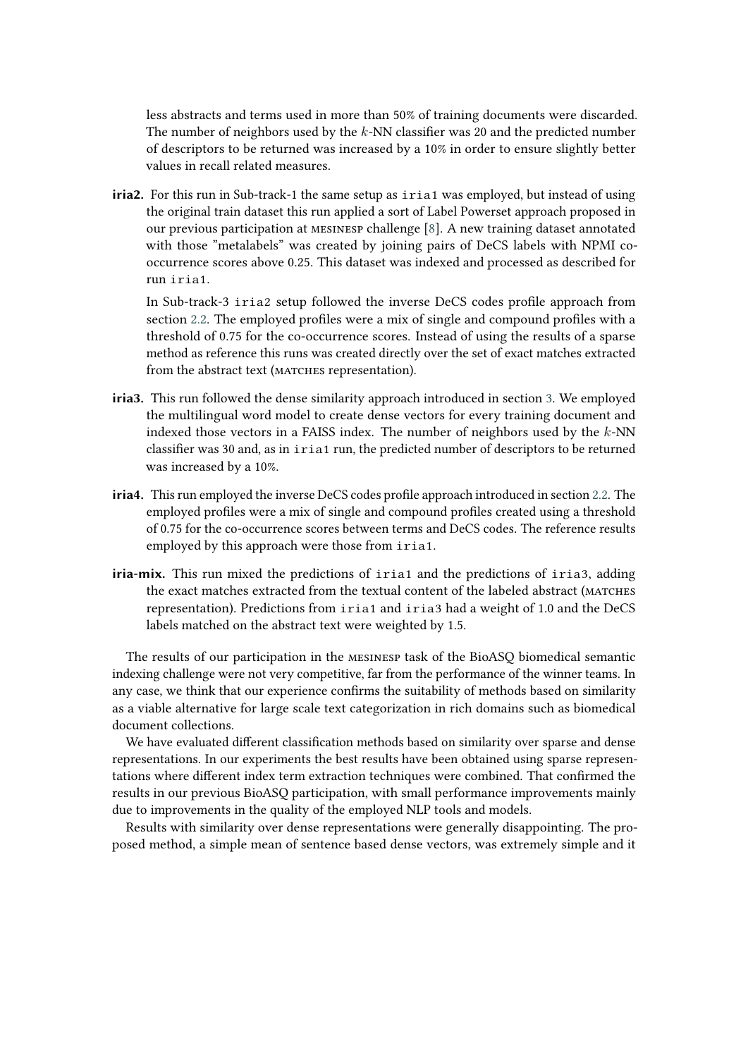less abstracts and terms used in more than 50% of training documents were discarded. The number of neighbors used by the $k$-NN classifier was 20 and the predicted number of descriptors to be returned was increased by a 10% in order to ensure slightly better values in recall related measures.

**iria2.** For this run in Sub-track-1 the same setup as `iria1` was employed, but instead of using the original train dataset this run applied a sort of Label Powerset approach proposed in our previous participation at MESINESP challenge [8]. A new training dataset annotated with those "metalabels" was created by joining pairs of DeCS labels with NPMI co-occurrence scores above 0.25. This dataset was indexed and processed as described for run `iria1`.

In Sub-track-3 `iria2` setup followed the inverse DeCS codes profile approach from section 2.2. The employed profiles were a mix of single and compound profiles with a threshold of 0.75 for the co-occurrence scores. Instead of using the results of a sparse method as reference this runs was created directly over the set of exact matches extracted from the abstract text (MATCHES representation).

**iria3.** This run followed the dense similarity approach introduced in section 3. We employed the multilingual word model to create dense vectors for every training document and indexed those vectors in a FAISS index. The number of neighbors used by the $k$-NN classifier was 30 and, as in `iria1` run, the predicted number of descriptors to be returned was increased by a 10%.

**iria4.** This run employed the inverse DeCS codes profile approach introduced in section 2.2. The employed profiles were a mix of single and compound profiles created using a threshold of 0.75 for the co-occurrence scores between terms and DeCS codes. The reference results employed by this approach were those from `iria1`.

**iria-mix.** This run mixed the predictions of `iria1` and the predictions of `iria3`, adding the exact matches extracted from the textual content of the labeled abstract (MATCHES representation). Predictions from `iria1` and `iria3` had a weight of 1.0 and the DeCS labels matched on the abstract text were weighted by 1.5.

The results of our participation in the MESINESP task of the BioASQ biomedical semantic indexing challenge were not very competitive, far from the performance of the winner teams. In any case, we think that our experience confirms the suitability of methods based on similarity as a viable alternative for large scale text categorization in rich domains such as biomedical document collections.

We have evaluated different classification methods based on similarity over sparse and dense representations. In our experiments the best results have been obtained using sparse representations where different index term extraction techniques were combined. That confirmed the results in our previous BioASQ participation, with small performance improvements mainly due to improvements in the quality of the employed NLP tools and models.

Results with similarity over dense representations were generally disappointing. The proposed method, a simple mean of sentence based dense vectors, was extremely simple and it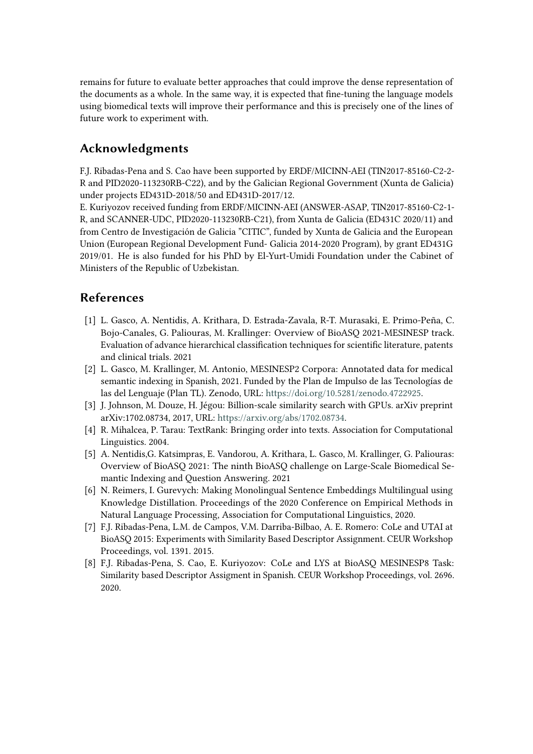remains for future to evaluate better approaches that could improve the dense representation of the documents as a whole. In the same way, it is expected that fine-tuning the language models using biomedical texts will improve their performance and this is precisely one of the lines of future work to experiment with.

## Acknowledgments

F.J. Ribadas-Pena and S. Cao have been supported by ERDF/MICINN-AEI (TIN2017-85160-C2-2-R and PID2020-113230RB-C22), and by the Galician Regional Government (Xunta de Galicia) under projects ED431D-2018/50 and ED431D-2017/12.
E. Kuriyozov received funding from ERDF/MICINN-AEI (ANSWER-ASAP, TIN2017-85160-C2-1-R, and SCANNER-UDC, PID2020-113230RB-C21), from Xunta de Galicia (ED431C 2020/11) and from Centro de Investigación de Galicia "CITIC", funded by Xunta de Galicia and the European Union (European Regional Development Fund- Galicia 2014-2020 Program), by grant ED431G 2019/01. He is also funded for his PhD by El-Yurt-Umidi Foundation under the Cabinet of Ministers of the Republic of Uzbekistan.

## References

[1] L. Gasco, A. Nentidis, A. Krithara, D. Estrada-Zavala, R-T. Murasaki, E. Primo-Peña, C. Bojo-Canales, G. Paliouras, M. Krallinger: Overview of BioASQ 2021-MESINESP track. Evaluation of advance hierarchical classification techniques for scientific literature, patents and clinical trials. 2021

[2] L. Gasco, M. Krallinger, M. Antonio, MESINESP2 Corpora: Annotated data for medical semantic indexing in Spanish, 2021. Funded by the Plan de Impulso de las Tecnologías de las del Lenguaje (Plan TL). Zenodo, URL: https://doi.org/10.5281/zenodo.4722925.

[3] J. Johnson, M. Douze, H. Jégou: Billion-scale similarity search with GPUs. arXiv preprint arXiv:1702.08734, 2017, URL: https://arxiv.org/abs/1702.08734.

[4] R. Mihalcea, P. Tarau: TextRank: Bringing order into texts. Association for Computational Linguistics. 2004.

[5] A. Nentidis,G. Katsimpras, E. Vandorou, A. Krithara, L. Gasco, M. Krallinger, G. Paliouras: Overview of BioASQ 2021: The ninth BioASQ challenge on Large-Scale Biomedical Semantic Indexing and Question Answering. 2021

[6] N. Reimers, I. Gurevych: Making Monolingual Sentence Embeddings Multilingual using Knowledge Distillation. Proceedings of the 2020 Conference on Empirical Methods in Natural Language Processing, Association for Computational Linguistics, 2020.

[7] F.J. Ribadas-Pena, L.M. de Campos, V.M. Darriba-Bilbao, A. E. Romero: CoLe and UTAI at BioASQ 2015: Experiments with Similarity Based Descriptor Assignment. CEUR Workshop Proceedings, vol. 1391. 2015.

[8] F.J. Ribadas-Pena, S. Cao, E. Kuriyozov: CoLe and LYS at BioASQ MESINESP8 Task: Similarity based Descriptor Assigment in Spanish. CEUR Workshop Proceedings, vol. 2696. 2020.